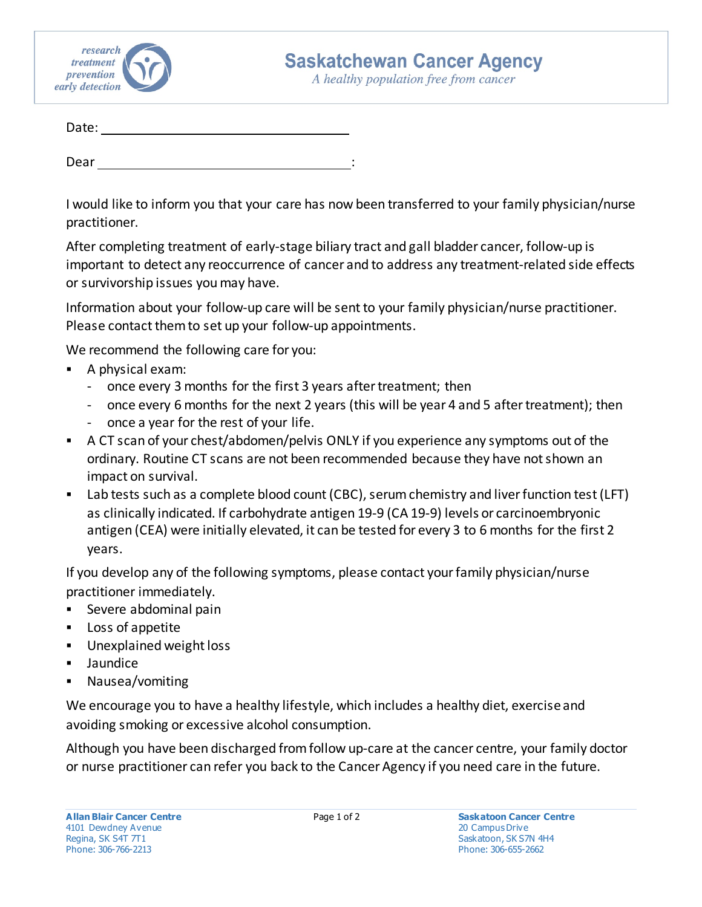research
treatment
prevention
early detection

# Saskatchewan Cancer Agency

*A healthy population free from cancer*

Date: ______________________________

Dear ______________________________:

I would like to inform you that your care has now been transferred to your family physician/nurse practitioner.

After completing treatment of early-stage biliary tract and gall bladder cancer, follow-up is important to detect any reoccurrence of cancer and to address any treatment-related side effects or survivorship issues you may have.

Information about your follow-up care will be sent to your family physician/nurse practitioner. Please contact them to set up your follow-up appointments.

We recommend the following care for you:

- A physical exam:
  - once every 3 months for the first 3 years after treatment; then
  - once every 6 months for the next 2 years (this will be year 4 and 5 after treatment); then
  - once a year for the rest of your life.
- A CT scan of your chest/abdomen/pelvis ONLY if you experience any symptoms out of the ordinary. Routine CT scans are not been recommended because they have not shown an impact on survival.
- Lab tests such as a complete blood count (CBC), serum chemistry and liver function test (LFT) as clinically indicated. If carbohydrate antigen 19-9 (CA 19-9) levels or carcinoembryonic antigen (CEA) were initially elevated, it can be tested for every 3 to 6 months for the first 2 years.

If you develop any of the following symptoms, please contact your family physician/nurse practitioner immediately.

- Severe abdominal pain
- Loss of appetite
- Unexplained weight loss
- Jaundice
- Nausea/vomiting

We encourage you to have a healthy lifestyle, which includes a healthy diet, exercise and avoiding smoking or excessive alcohol consumption.

Although you have been discharged from follow up-care at the cancer centre, your family doctor or nurse practitioner can refer you back to the Cancer Agency if you need care in the future.

**Allan Blair Cancer Centre**
4101 Dewdney Avenue
Regina, SK S4T 7T1
Phone: 306-766-2213

**Saskatoon Cancer Centre**
20 Campus Drive
Saskatoon, SK S7N 4H4
Phone: 306-655-2662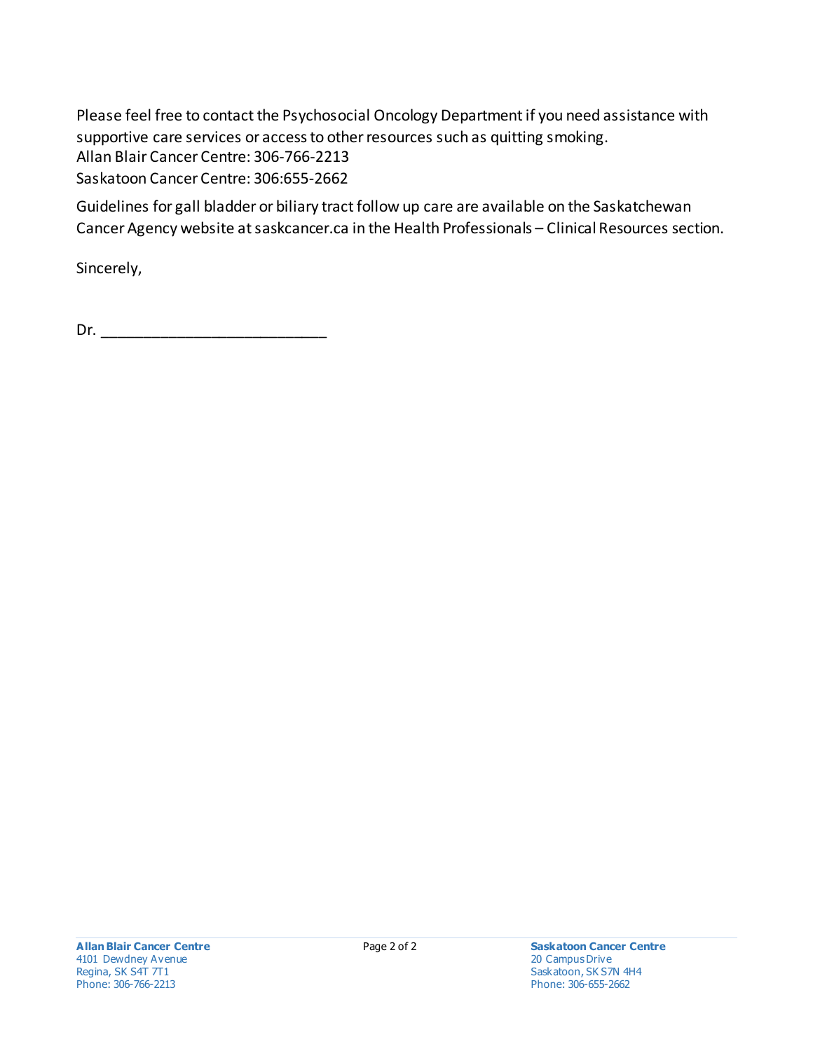Please feel free to contact the Psychosocial Oncology Department if you need assistance with supportive care services or access to other resources such as quitting smoking.
Allan Blair Cancer Centre: 306-766-2213
Saskatoon Cancer Centre: 306:655-2662

Guidelines for gall bladder or biliary tract follow up care are available on the Saskatchewan Cancer Agency website at saskcancer.ca in the Health Professionals – Clinical Resources section.

Sincerely,

Dr. ___________________________

**Allan Blair Cancer Centre**
4101 Dewdney Avenue
Regina, SK S4T 7T1
Phone: 306-766-2213

**Saskatoon Cancer Centre**
20 Campus Drive
Saskatoon, SK S7N 4H4
Phone: 306-655-2662